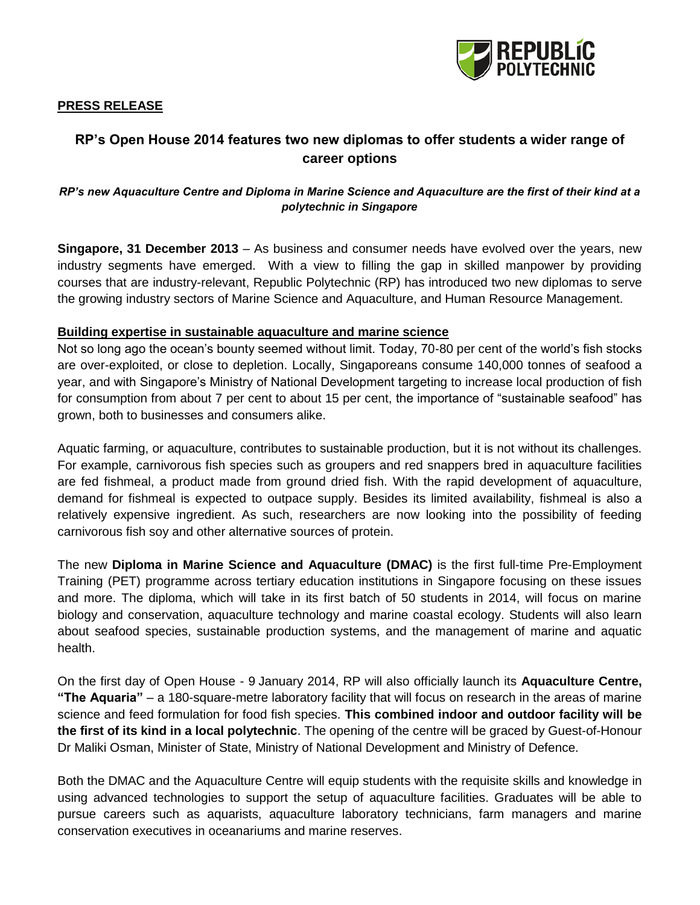**PRESS RELEASE**

# RP's Open House 2014 features two new diplomas to offer students a wider range of career options

***RP's new Aquaculture Centre and Diploma in Marine Science and Aquaculture are the first of their kind at a polytechnic in Singapore***

**Singapore, 31 December 2013** – As business and consumer needs have evolved over the years, new industry segments have emerged. With a view to filling the gap in skilled manpower by providing courses that are industry-relevant, Republic Polytechnic (RP) has introduced two new diplomas to serve the growing industry sectors of Marine Science and Aquaculture, and Human Resource Management.

## Building expertise in sustainable aquaculture and marine science

Not so long ago the ocean's bounty seemed without limit. Today, 70-80 per cent of the world's fish stocks are over-exploited, or close to depletion. Locally, Singaporeans consume 140,000 tonnes of seafood a year, and with Singapore's Ministry of National Development targeting to increase local production of fish for consumption from about 7 per cent to about 15 per cent, the importance of "sustainable seafood" has grown, both to businesses and consumers alike.

Aquatic farming, or aquaculture, contributes to sustainable production, but it is not without its challenges. For example, carnivorous fish species such as groupers and red snappers bred in aquaculture facilities are fed fishmeal, a product made from ground dried fish. With the rapid development of aquaculture, demand for fishmeal is expected to outpace supply. Besides its limited availability, fishmeal is also a relatively expensive ingredient. As such, researchers are now looking into the possibility of feeding carnivorous fish soy and other alternative sources of protein.

The new **Diploma in Marine Science and Aquaculture (DMAC)** is the first full-time Pre-Employment Training (PET) programme across tertiary education institutions in Singapore focusing on these issues and more. The diploma, which will take in its first batch of 50 students in 2014, will focus on marine biology and conservation, aquaculture technology and marine coastal ecology. Students will also learn about seafood species, sustainable production systems, and the management of marine and aquatic health.

On the first day of Open House - 9 January 2014, RP will also officially launch its **Aquaculture Centre, "The Aquaria"** – a 180-square-metre laboratory facility that will focus on research in the areas of marine science and feed formulation for food fish species. **This combined indoor and outdoor facility will be the first of its kind in a local polytechnic**. The opening of the centre will be graced by Guest-of-Honour Dr Maliki Osman, Minister of State, Ministry of National Development and Ministry of Defence.

Both the DMAC and the Aquaculture Centre will equip students with the requisite skills and knowledge in using advanced technologies to support the setup of aquaculture facilities. Graduates will be able to pursue careers such as aquarists, aquaculture laboratory technicians, farm managers and marine conservation executives in oceanariums and marine reserves.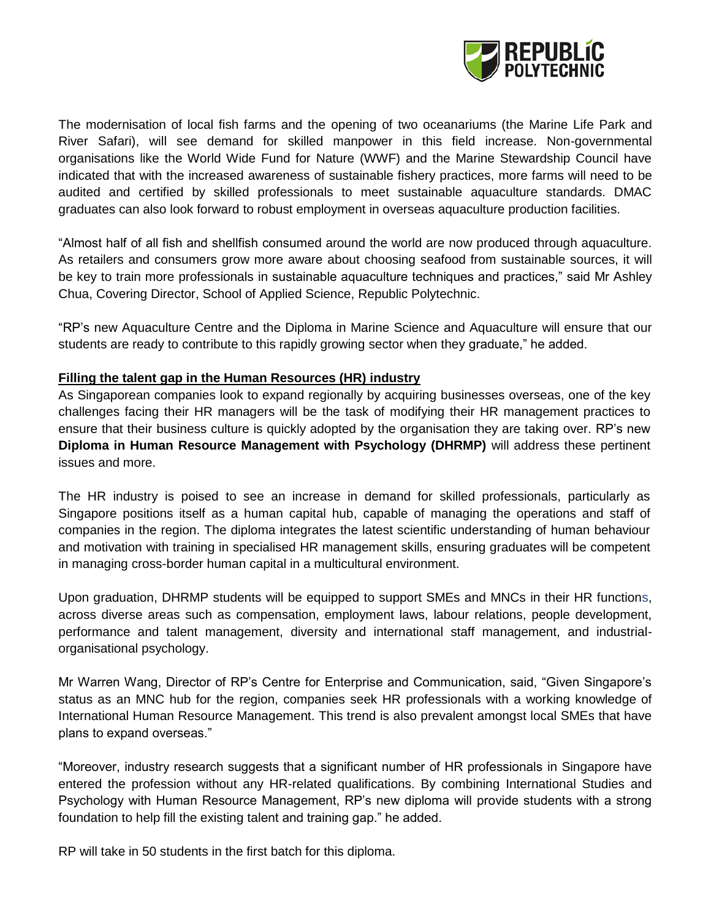The modernisation of local fish farms and the opening of two oceanariums (the Marine Life Park and River Safari), will see demand for skilled manpower in this field increase. Non-governmental organisations like the World Wide Fund for Nature (WWF) and the Marine Stewardship Council have indicated that with the increased awareness of sustainable fishery practices, more farms will need to be audited and certified by skilled professionals to meet sustainable aquaculture standards. DMAC graduates can also look forward to robust employment in overseas aquaculture production facilities.

"Almost half of all fish and shellfish consumed around the world are now produced through aquaculture. As retailers and consumers grow more aware about choosing seafood from sustainable sources, it will be key to train more professionals in sustainable aquaculture techniques and practices," said Mr Ashley Chua, Covering Director, School of Applied Science, Republic Polytechnic.

"RP's new Aquaculture Centre and the Diploma in Marine Science and Aquaculture will ensure that our students are ready to contribute to this rapidly growing sector when they graduate," he added.

**Filling the talent gap in the Human Resources (HR) industry**

As Singaporean companies look to expand regionally by acquiring businesses overseas, one of the key challenges facing their HR managers will be the task of modifying their HR management practices to ensure that their business culture is quickly adopted by the organisation they are taking over. RP's new **Diploma in Human Resource Management with Psychology (DHRMP)** will address these pertinent issues and more.

The HR industry is poised to see an increase in demand for skilled professionals, particularly as Singapore positions itself as a human capital hub, capable of managing the operations and staff of companies in the region. The diploma integrates the latest scientific understanding of human behaviour and motivation with training in specialised HR management skills, ensuring graduates will be competent in managing cross-border human capital in a multicultural environment.

Upon graduation, DHRMP students will be equipped to support SMEs and MNCs in their HR functions, across diverse areas such as compensation, employment laws, labour relations, people development, performance and talent management, diversity and international staff management, and industrial-organisational psychology.

Mr Warren Wang, Director of RP's Centre for Enterprise and Communication, said, "Given Singapore's status as an MNC hub for the region, companies seek HR professionals with a working knowledge of International Human Resource Management. This trend is also prevalent amongst local SMEs that have plans to expand overseas."

"Moreover, industry research suggests that a significant number of HR professionals in Singapore have entered the profession without any HR-related qualifications. By combining International Studies and Psychology with Human Resource Management, RP's new diploma will provide students with a strong foundation to help fill the existing talent and training gap." he added.

RP will take in 50 students in the first batch for this diploma.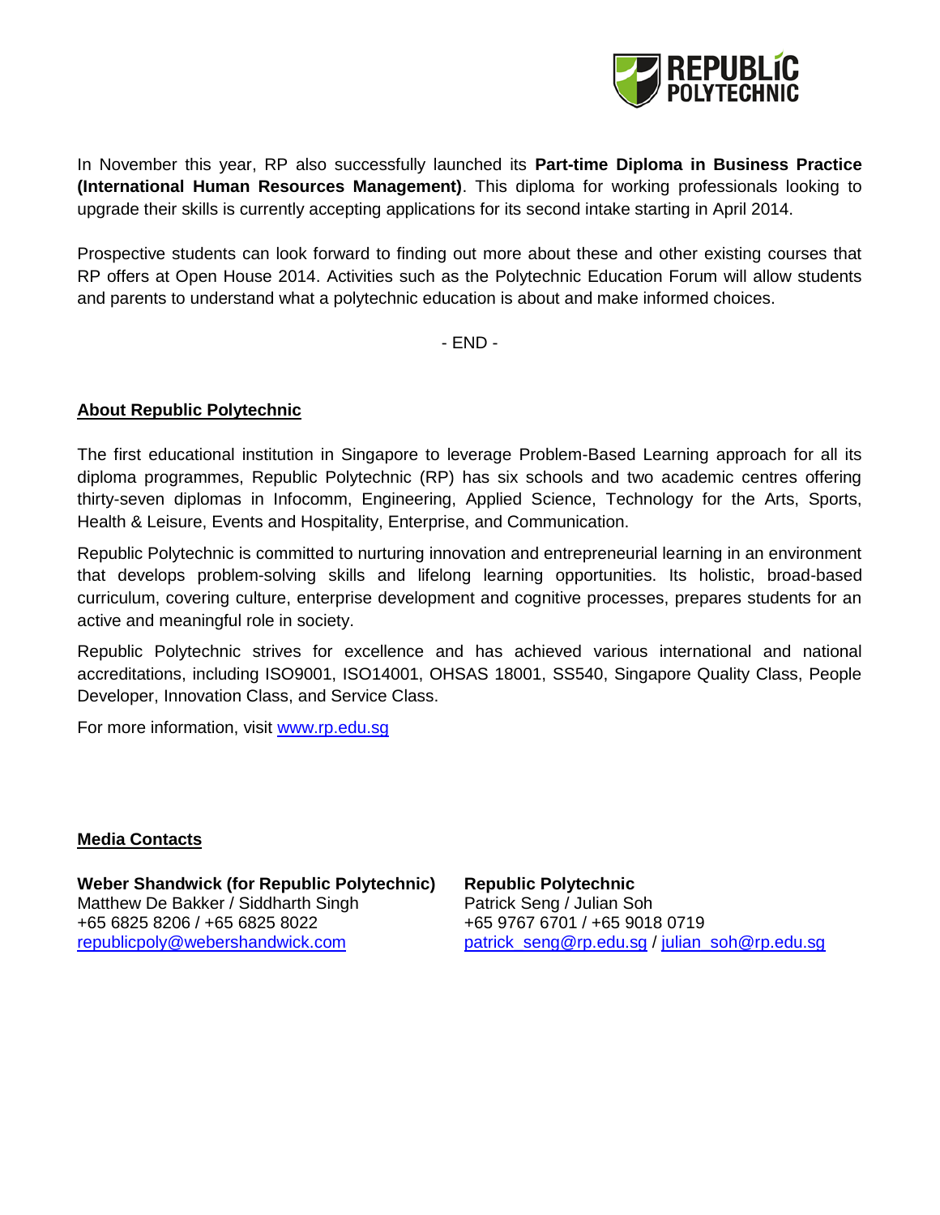In November this year, RP also successfully launched its **Part-time Diploma in Business Practice (International Human Resources Management)**. This diploma for working professionals looking to upgrade their skills is currently accepting applications for its second intake starting in April 2014.

Prospective students can look forward to finding out more about these and other existing courses that RP offers at Open House 2014. Activities such as the Polytechnic Education Forum will allow students and parents to understand what a polytechnic education is about and make informed choices.

- END -

## About Republic Polytechnic

The first educational institution in Singapore to leverage Problem-Based Learning approach for all its diploma programmes, Republic Polytechnic (RP) has six schools and two academic centres offering thirty-seven diplomas in Infocomm, Engineering, Applied Science, Technology for the Arts, Sports, Health & Leisure, Events and Hospitality, Enterprise, and Communication.

Republic Polytechnic is committed to nurturing innovation and entrepreneurial learning in an environment that develops problem-solving skills and lifelong learning opportunities. Its holistic, broad-based curriculum, covering culture, enterprise development and cognitive processes, prepares students for an active and meaningful role in society.

Republic Polytechnic strives for excellence and has achieved various international and national accreditations, including ISO9001, ISO14001, OHSAS 18001, SS540, Singapore Quality Class, People Developer, Innovation Class, and Service Class.

For more information, visit www.rp.edu.sg

## Media Contacts

**Weber Shandwick (for Republic Polytechnic)**
Matthew De Bakker / Siddharth Singh
+65 6825 8206 / +65 6825 8022
republicpoly@webershandwick.com

**Republic Polytechnic**
Patrick Seng / Julian Soh
+65 9767 6701 / +65 9018 0719
patrick_seng@rp.edu.sg / julian_soh@rp.edu.sg